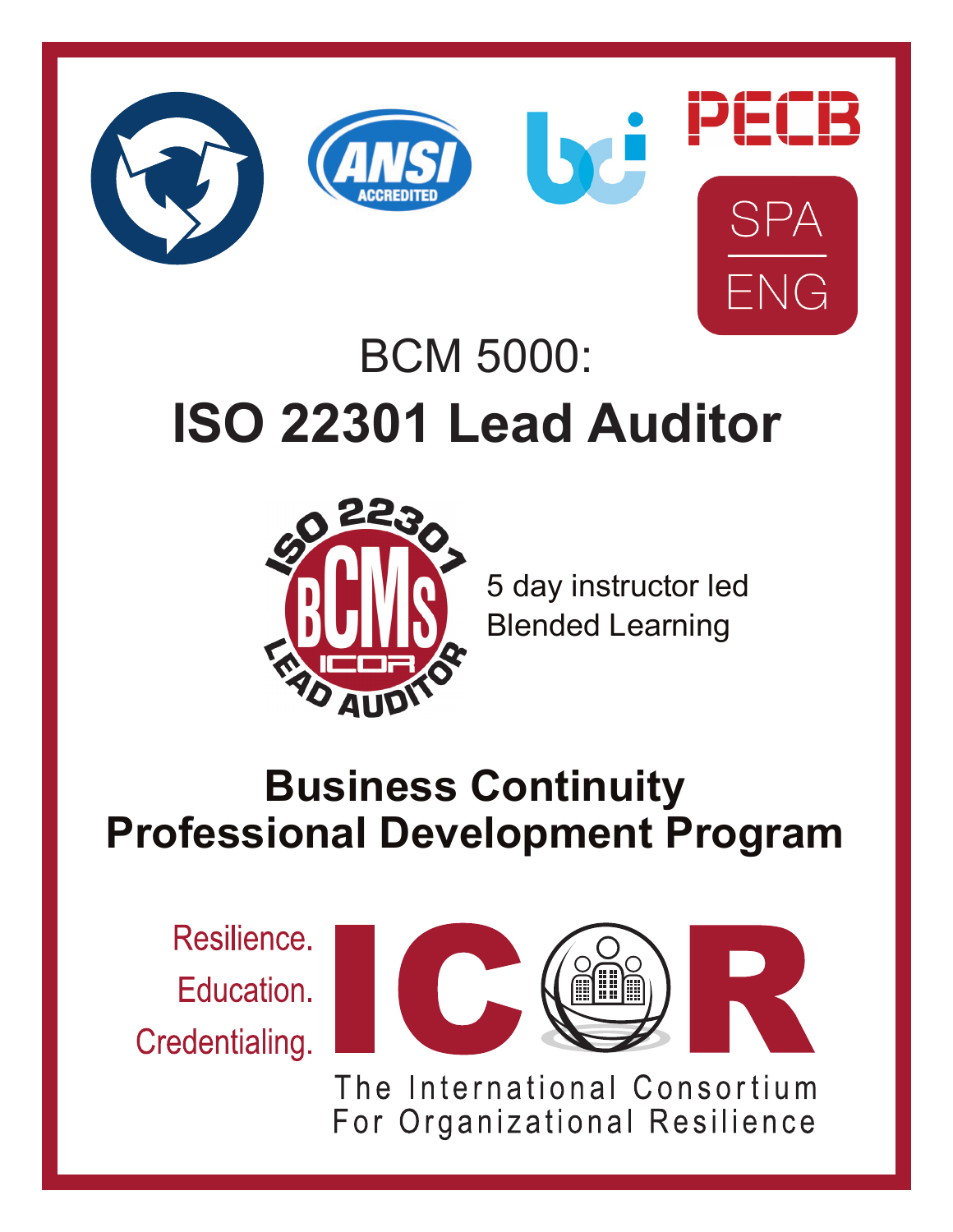PECB

SPA
ENG

# BCM 5000:
# ISO 22301 Lead Auditor

5 day instructor led
Blended Learning

## Business Continuity Professional Development Program

Resilience.
Education.
Credentialing.

ICOR

The International Consortium For Organizational Resilience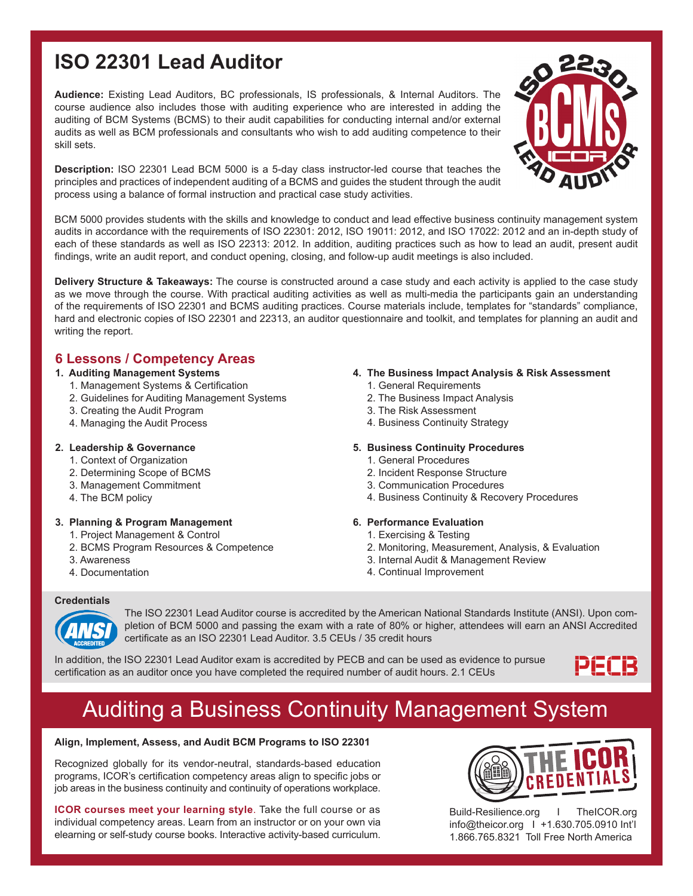# ISO 22301 Lead Auditor

**Audience:** Existing Lead Auditors, BC professionals, IS professionals, & Internal Auditors. The course audience also includes those with auditing experience who are interested in adding the auditing of BCM Systems (BCMS) to their audit capabilities for conducting internal and/or external audits as well as BCM professionals and consultants who wish to add auditing competence to their skill sets.

**Description:** ISO 22301 Lead BCM 5000 is a 5-day class instructor-led course that teaches the principles and practices of independent auditing of a BCMS and guides the student through the audit process using a balance of formal instruction and practical case study activities.

BCM 5000 provides students with the skills and knowledge to conduct and lead effective business continuity management system audits in accordance with the requirements of ISO 22301: 2012, ISO 19011: 2012, and ISO 17022: 2012 and an in-depth study of each of these standards as well as ISO 22313: 2012. In addition, auditing practices such as how to lead an audit, present audit findings, write an audit report, and conduct opening, closing, and follow-up audit meetings is also included.

**Delivery Structure & Takeaways:** The course is constructed around a case study and each activity is applied to the case study as we move through the course. With practical auditing activities as well as multi-media the participants gain an understanding of the requirements of ISO 22301 and BCMS auditing practices. Course materials include, templates for "standards" compliance, hard and electronic copies of ISO 22301 and 22313, an auditor questionnaire and toolkit, and templates for planning an audit and writing the report.

## 6 Lessons / Competency Areas

1. **Auditing Management Systems**
   1. Management Systems & Certification
   2. Guidelines for Auditing Management Systems
   3. Creating the Audit Program
   4. Managing the Audit Process

2. **Leadership & Governance**
   1. Context of Organization
   2. Determining Scope of BCMS
   3. Management Commitment
   4. The BCM policy

3. **Planning & Program Management**
   1. Project Management & Control
   2. BCMS Program Resources & Competence
   3. Awareness
   4. Documentation

4. **The Business Impact Analysis & Risk Assessment**
   1. General Requirements
   2. The Business Impact Analysis
   3. The Risk Assessment
   4. Business Continuity Strategy

5. **Business Continuity Procedures**
   1. General Procedures
   2. Incident Response Structure
   3. Communication Procedures
   4. Business Continuity & Recovery Procedures

6. **Performance Evaluation**
   1. Exercising & Testing
   2. Monitoring, Measurement, Analysis, & Evaluation
   3. Internal Audit & Management Review
   4. Continual Improvement

### Credentials

The ISO 22301 Lead Auditor course is accredited by the American National Standards Institute (ANSI). Upon completion of BCM 5000 and passing the exam with a rate of 80% or higher, attendees will earn an ANSI Accredited certificate as an ISO 22301 Lead Auditor. 3.5 CEUs / 35 credit hours

In addition, the ISO 22301 Lead Auditor exam is accredited by PECB and can be used as evidence to pursue certification as an auditor once you have completed the required number of audit hours. 2.1 CEUs

# Auditing a Business Continuity Management System

**Align, Implement, Assess, and Audit BCM Programs to ISO 22301**

Recognized globally for its vendor-neutral, standards-based education programs, ICOR's certification competency areas align to specific jobs or job areas in the business continuity and continuity of operations workplace.

**ICOR courses meet your learning style**. Take the full course or as individual competency areas. Learn from an instructor or on your own via elearning or self-study course books. Interactive activity-based curriculum.

THE ICOR CREDENTIALS

Build-Resilience.org | TheICOR.org
info@theicor.org | +1.630.705.0910 Int'l
1.866.765.8321 Toll Free North America